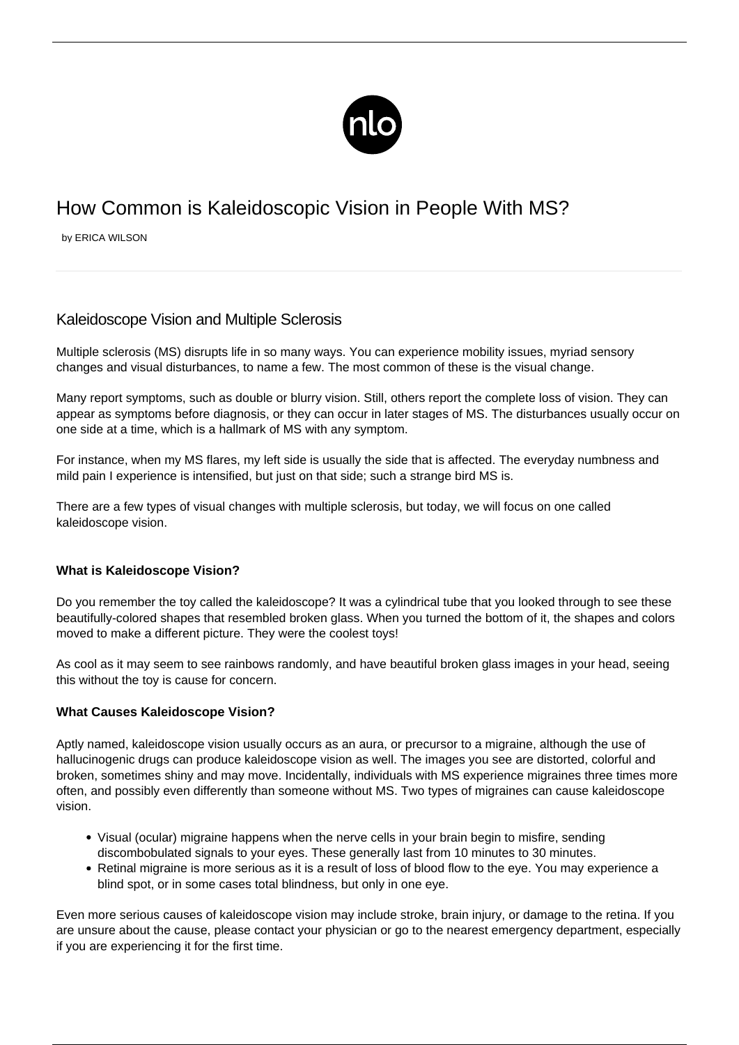# How Common is Kaleidoscopic Vision in People With MS?

by ERICA WILSON

## Kaleidoscope Vision and Multiple Sclerosis

Multiple sclerosis (MS) disrupts life in so many ways. You can experience mobility issues, myriad sensory changes and visual disturbances, to name a few. The most common of these is the visual change.

Many report symptoms, such as double or blurry vision. Still, others report the complete loss of vision. They can appear as symptoms before diagnosis, or they can occur in later stages of MS. The disturbances usually occur on one side at a time, which is a hallmark of MS with any symptom.

For instance, when my MS flares, my left side is usually the side that is affected. The everyday numbness and mild pain I experience is intensified, but just on that side; such a strange bird MS is.

There are a few types of visual changes with multiple sclerosis, but today, we will focus on one called kaleidoscope vision.

**What is Kaleidoscope Vision?**

Do you remember the toy called the kaleidoscope? It was a cylindrical tube that you looked through to see these beautifully-colored shapes that resembled broken glass. When you turned the bottom of it, the shapes and colors moved to make a different picture. They were the coolest toys!

As cool as it may seem to see rainbows randomly, and have beautiful broken glass images in your head, seeing this without the toy is cause for concern.

**What Causes Kaleidoscope Vision?**

Aptly named, kaleidoscope vision usually occurs as an aura, or precursor to a migraine, although the use of hallucinogenic drugs can produce kaleidoscope vision as well. The images you see are distorted, colorful and broken, sometimes shiny and may move. Incidentally, individuals with MS experience migraines three times more often, and possibly even differently than someone without MS. Two types of migraines can cause kaleidoscope vision.

- Visual (ocular) migraine happens when the nerve cells in your brain begin to misfire, sending discombobulated signals to your eyes. These generally last from 10 minutes to 30 minutes.
- Retinal migraine is more serious as it is a result of loss of blood flow to the eye. You may experience a blind spot, or in some cases total blindness, but only in one eye.

Even more serious causes of kaleidoscope vision may include stroke, brain injury, or damage to the retina. If you are unsure about the cause, please contact your physician or go to the nearest emergency department, especially if you are experiencing it for the first time.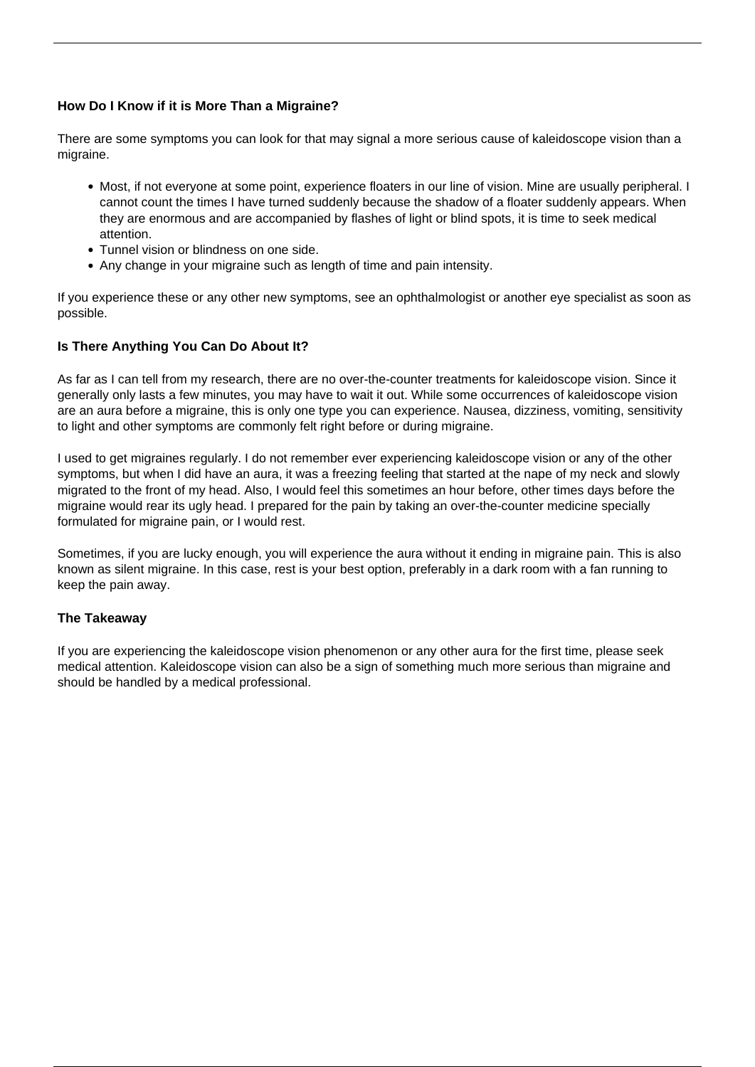### How Do I Know if it is More Than a Migraine?

There are some symptoms you can look for that may signal a more serious cause of kaleidoscope vision than a migraine.

- Most, if not everyone at some point, experience floaters in our line of vision. Mine are usually peripheral. I cannot count the times I have turned suddenly because the shadow of a floater suddenly appears. When they are enormous and are accompanied by flashes of light or blind spots, it is time to seek medical attention.
- Tunnel vision or blindness on one side.
- Any change in your migraine such as length of time and pain intensity.

If you experience these or any other new symptoms, see an ophthalmologist or another eye specialist as soon as possible.

### Is There Anything You Can Do About It?

As far as I can tell from my research, there are no over-the-counter treatments for kaleidoscope vision. Since it generally only lasts a few minutes, you may have to wait it out. While some occurrences of kaleidoscope vision are an aura before a migraine, this is only one type you can experience. Nausea, dizziness, vomiting, sensitivity to light and other symptoms are commonly felt right before or during migraine.

I used to get migraines regularly. I do not remember ever experiencing kaleidoscope vision or any of the other symptoms, but when I did have an aura, it was a freezing feeling that started at the nape of my neck and slowly migrated to the front of my head. Also, I would feel this sometimes an hour before, other times days before the migraine would rear its ugly head. I prepared for the pain by taking an over-the-counter medicine specially formulated for migraine pain, or I would rest.

Sometimes, if you are lucky enough, you will experience the aura without it ending in migraine pain. This is also known as silent migraine. In this case, rest is your best option, preferably in a dark room with a fan running to keep the pain away.

### The Takeaway

If you are experiencing the kaleidoscope vision phenomenon or any other aura for the first time, please seek medical attention. Kaleidoscope vision can also be a sign of something much more serious than migraine and should be handled by a medical professional.